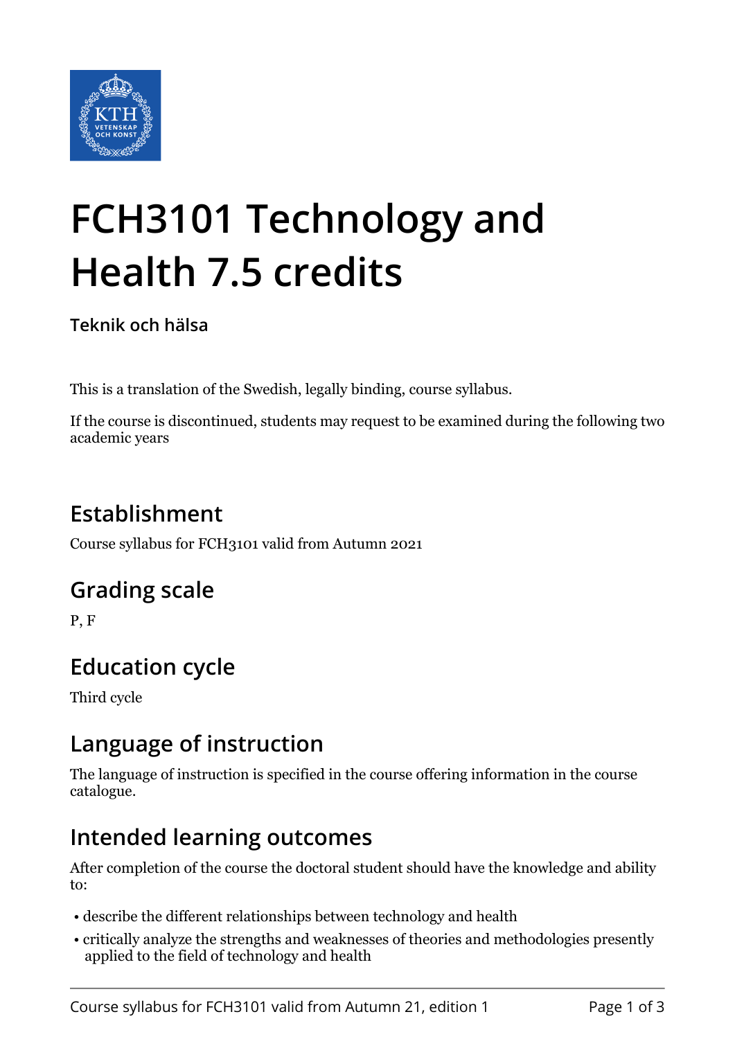# FCH3101 Technology and Health 7.5 credits

**Teknik och hälsa**

This is a translation of the Swedish, legally binding, course syllabus.

If the course is discontinued, students may request to be examined during the following two academic years

## Establishment

Course syllabus for FCH3101 valid from Autumn 2021

## Grading scale

P, F

## Education cycle

Third cycle

## Language of instruction

The language of instruction is specified in the course offering information in the course catalogue.

## Intended learning outcomes

After completion of the course the doctoral student should have the knowledge and ability to:

- describe the different relationships between technology and health
- critically analyze the strengths and weaknesses of theories and methodologies presently applied to the field of technology and health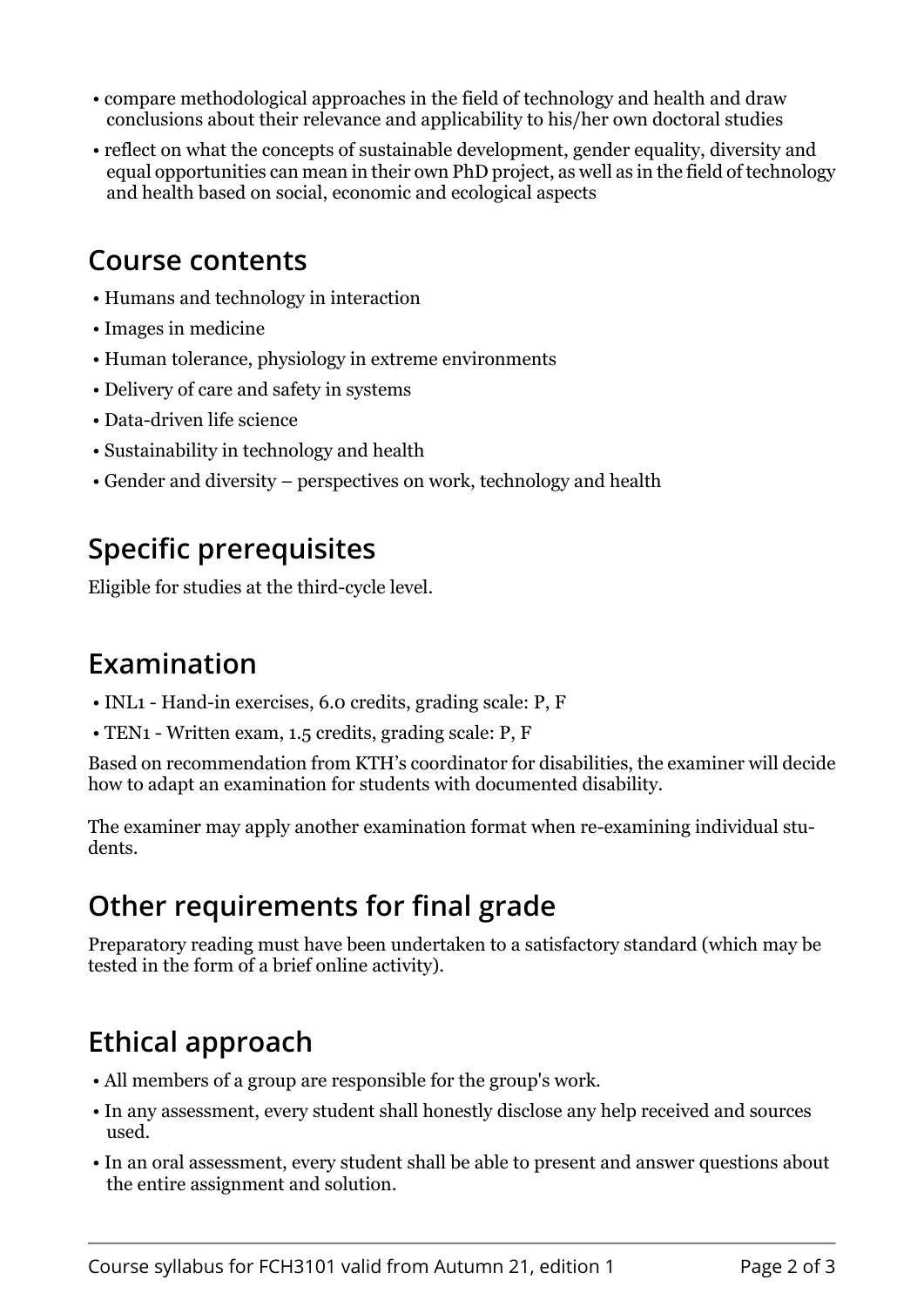- compare methodological approaches in the field of technology and health and draw conclusions about their relevance and applicability to his/her own doctoral studies
- reflect on what the concepts of sustainable development, gender equality, diversity and equal opportunities can mean in their own PhD project, as well as in the field of technology and health based on social, economic and ecological aspects

## Course contents

- Humans and technology in interaction
- Images in medicine
- Human tolerance, physiology in extreme environments
- Delivery of care and safety in systems
- Data-driven life science
- Sustainability in technology and health
- Gender and diversity – perspectives on work, technology and health

## Specific prerequisites

Eligible for studies at the third-cycle level.

## Examination

- INL1 - Hand-in exercises, 6.0 credits, grading scale: P, F
- TEN1 - Written exam, 1.5 credits, grading scale: P, F

Based on recommendation from KTH's coordinator for disabilities, the examiner will decide how to adapt an examination for students with documented disability.

The examiner may apply another examination format when re-examining individual students.

## Other requirements for final grade

Preparatory reading must have been undertaken to a satisfactory standard (which may be tested in the form of a brief online activity).

## Ethical approach

- All members of a group are responsible for the group's work.
- In any assessment, every student shall honestly disclose any help received and sources used.
- In an oral assessment, every student shall be able to present and answer questions about the entire assignment and solution.